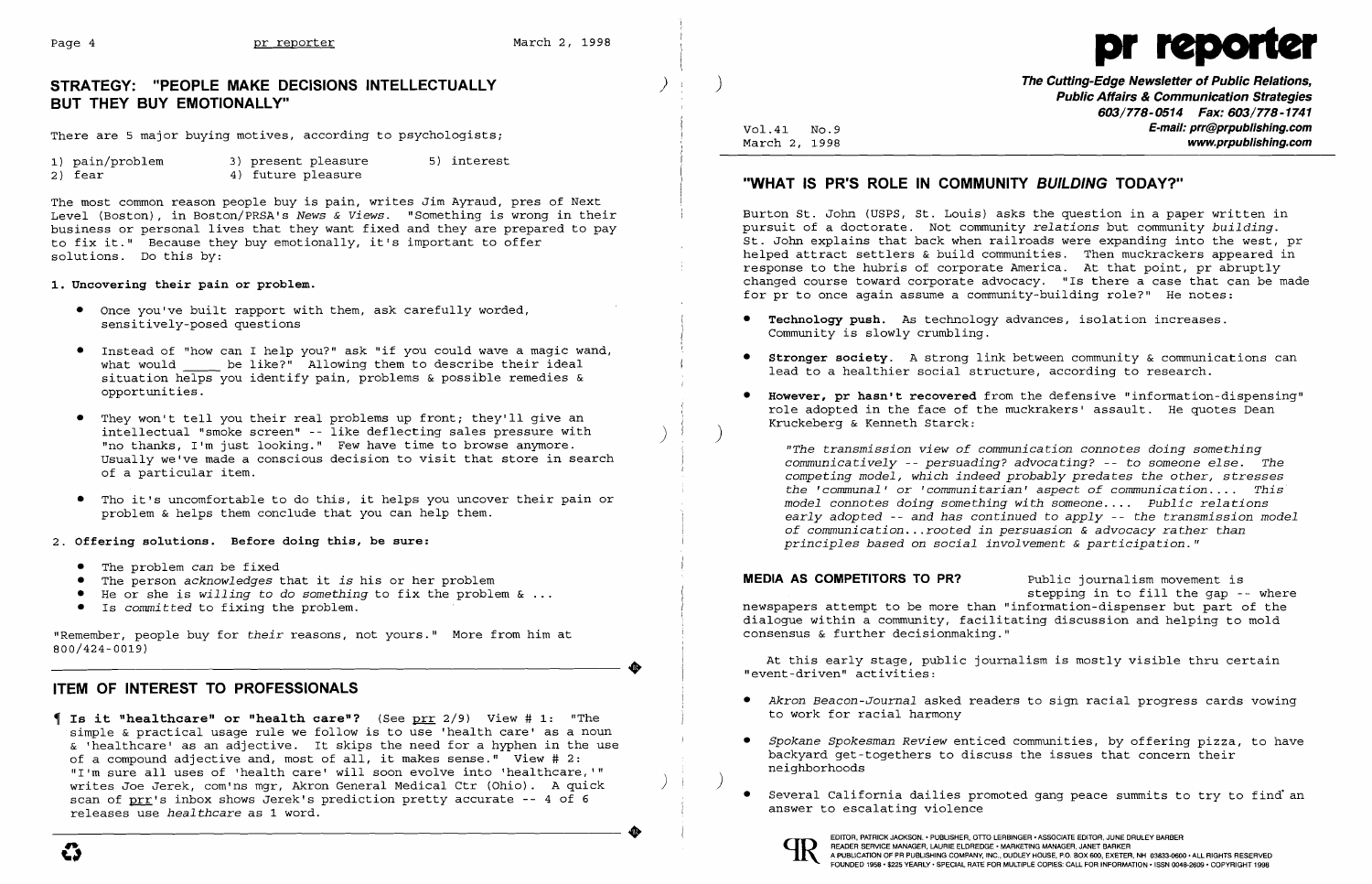## STRATEGY: "PEOPLE MAKE DECISIONS INTELLECTUALLY BUT THEY BUY EMOTIONALLY"

There are 5 major buying motives, according to psychologists;

1) pain/problem
2) fear
3) present pleasure
4) future pleasure
5) interest

The most common reason people buy is pain, writes Jim Ayraud, pres of Next Level (Boston), in Boston/PRSA's *News & Views*. "Something is wrong in their business or personal lives that they want fixed and they are prepared to pay to fix it." Because they buy emotionally, it's important to offer solutions. Do this by:

**1. Uncovering their pain or problem.**

- Once you've built rapport with them, ask carefully worded, sensitively-posed questions
- Instead of "how can I help you?" ask "if you could wave a magic wand, what would ____ be like?" Allowing them to describe their ideal situation helps you identify pain, problems & possible remedies & opportunities.
- They won't tell you their real problems up front; they'll give an intellectual "smoke screen" -- like deflecting sales pressure with "no thanks, I'm just looking." Few have time to browse anymore. Usually we've made a conscious decision to visit that store in search of a particular item.
- Tho it's uncomfortable to do this, it helps you uncover their pain or problem & helps them conclude that you can help them.

**2. Offering solutions. Before doing this, be sure:**

- The problem *can* be fixed
- The person *acknowledges* that it *is* his or her problem
- He or she is *willing to do something* to fix the problem & ...
- Is *committed* to fixing the problem.

"Remember, people buy for *their* reasons, not yours." More from him at 800/424-0019)

## ITEM OF INTEREST TO PROFESSIONALS

¶ **Is it "healthcare" or "health care"?** (See prr 2/9) View # 1: "The simple & practical usage rule we follow is to use 'health care' as a noun & 'healthcare' as an adjective. It skips the need for a hyphen in the use of a compound adjective and, most of all, it makes sense." View # 2: "I'm sure all uses of 'health care' will soon evolve into 'healthcare,'" writes Joe Jerek, com'ns mgr, Akron General Medical Ctr (Ohio). A quick scan of prr's inbox shows Jerek's prediction pretty accurate -- 4 of 6 releases use *healthcare* as 1 word.

# pr reporter

**The Cutting-Edge Newsletter of Public Relations, Public Affairs & Communication Strategies**
**603/778-0514 Fax: 603/778-1741**
**E-mail: prr@prpublishing.com**
**www.prpublishing.com**

Vol.41 No.9
March 2, 1998

## "WHAT IS PR'S ROLE IN COMMUNITY *BUILDING* TODAY?"

Burton St. John (USPS, St. Louis) asks the question in a paper written in pursuit of a doctorate. Not community *relations* but community *building*. St. John explains that back when railroads were expanding into the west, pr helped attract settlers & build communities. Then muckrackers appeared in response to the hubris of corporate America. At that point, pr abruptly changed course toward corporate advocacy. "Is there a case that can be made for pr to once again assume a community-building role?" He notes:

- **Technology push.** As technology advances, isolation increases. Community is slowly crumbling.
- **Stronger society.** A strong link between community & communications can lead to a healthier social structure, according to research.
- **However, pr hasn't recovered** from the defensive "information-dispensing" role adopted in the face of the muckrakers' assault. He quotes Dean Kruckeberg & Kenneth Starck:

> *"The transmission view of communication connotes doing something communicatively -- persuading? advocating? -- to someone else. The competing model, which indeed probably predates the other, stresses the 'communal' or 'communitarian' aspect of communication.... This model connotes doing something with someone.... Public relations early adopted -- and has continued to apply -- the transmission model of communication...rooted in persuasion & advocacy rather than principles based on social involvement & participation."*

**MEDIA AS COMPETITORS TO PR?** Public journalism movement is stepping in to fill the gap -- where newspapers attempt to be more than "information-dispenser but part of the dialogue within a community, facilitating discussion and helping to mold consensus & further decisionmaking."

At this early stage, public journalism is mostly visible thru certain "event-driven" activities:

- *Akron Beacon-Journal* asked readers to sign racial progress cards vowing to work for racial harmony
- *Spokane Spokesman Review* enticed communities, by offering pizza, to have backyard get-togethers to discuss the issues that concern their neighborhoods
- Several California dailies promoted gang peace summits to try to find an answer to escalating violence

EDITOR, PATRICK JACKSON. • PUBLISHER, OTTO LERBINGER • ASSOCIATE EDITOR, JUNE DRULEY BARBER
READER SERVICE MANAGER, LAURIE ELDREDGE • MARKETING MANAGER, JANET BARKER
A PUBLICATION OF PR PUBLISHING COMPANY, INC., DUDLEY HOUSE, P.O. BOX 600, EXETER, NH 03833-0600 • ALL RIGHTS RESERVED
FOUNDED 1958 • $225 YEARLY • SPECIAL RATE FOR MULTIPLE COPIES: CALL FOR INFORMATION • ISSN 0048-2609 • COPYRIGHT 1998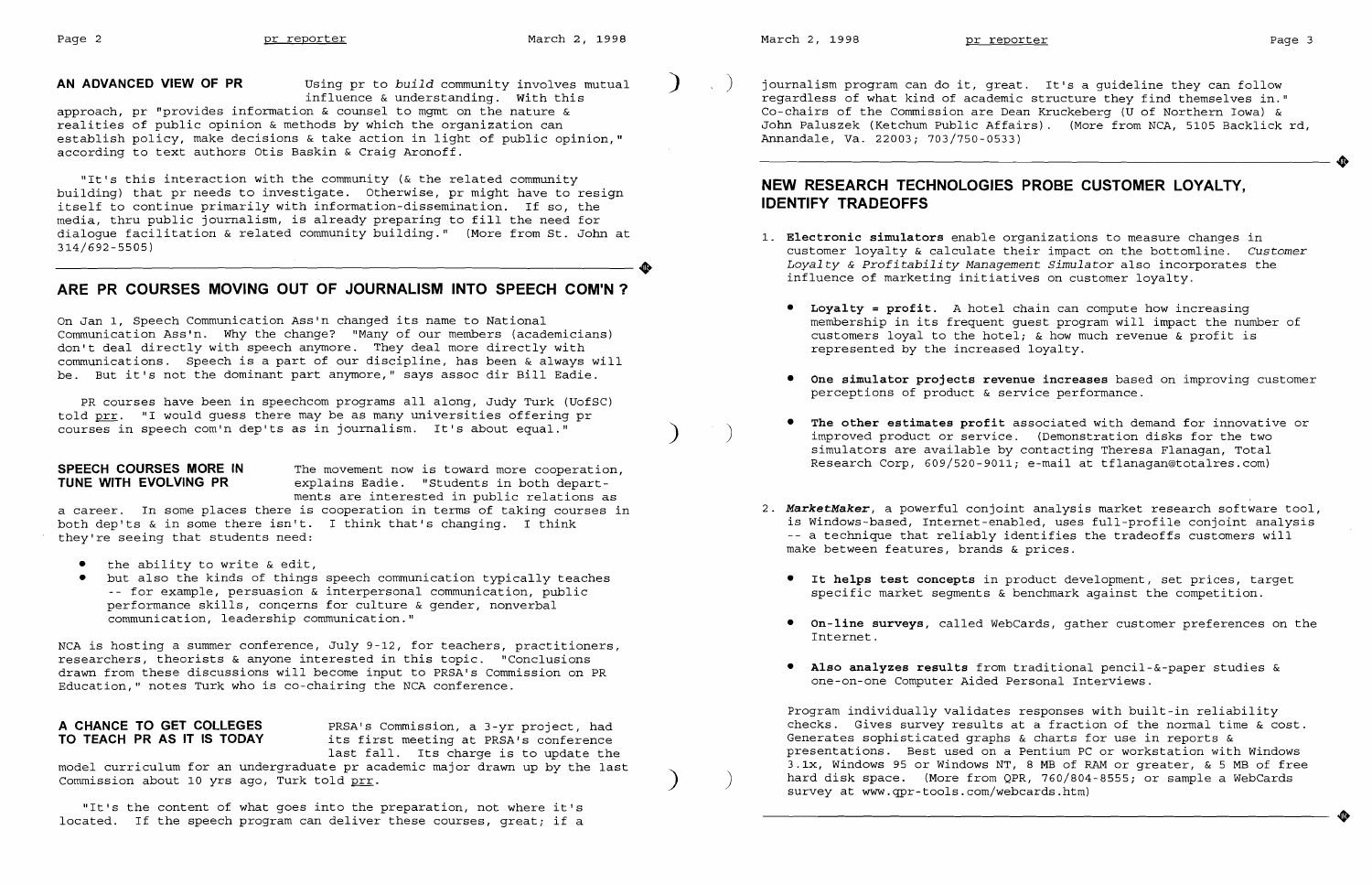**AN ADVANCED VIEW OF PR** Using pr to *build* community involves mutual influence & understanding. With this approach, pr "provides information & counsel to mgmt on the nature & realities of public opinion & methods by which the organization can establish policy, make decisions & take action in light of public opinion," according to text authors Otis Baskin & Craig Aronoff.

"It's this interaction with the community (& the related community building) that pr needs to investigate. Otherwise, pr might have to resign itself to continue primarily with information-dissemination. If so, the media, thru public journalism, is already preparing to fill the need for dialogue facilitation & related community building." (More from St. John at 314/692-5505)

## ARE PR COURSES MOVING OUT OF JOURNALISM INTO SPEECH COM'N ?

On Jan 1, Speech Communication Ass'n changed its name to National Communication Ass'n. Why the change? "Many of our members (academicians) don't deal directly with speech anymore. They deal more directly with communications. Speech is a part of our discipline, has been & always will be. But it's not the dominant part anymore," says assoc dir Bill Eadie.

PR courses have been in speechcom programs all along, Judy Turk (UofSC) told prr. "I would guess there may be as many universities offering pr courses in speech com'n dep'ts as in journalism. It's about equal."

**SPEECH COURSES MORE IN TUNE WITH EVOLVING PR** The movement now is toward more cooperation, explains Eadie. "Students in both departments are interested in public relations as a career. In some places there is cooperation in terms of taking courses in both dep'ts & in some there isn't. I think that's changing. I think they're seeing that students need:

- the ability to write & edit,
- but also the kinds of things speech communication typically teaches -- for example, persuasion & interpersonal communication, public performance skills, concerns for culture & gender, nonverbal communication, leadership communication."

NCA is hosting a summer conference, July 9-12, for teachers, practitioners, researchers, theorists & anyone interested in this topic. "Conclusions drawn from these discussions will become input to PRSA's Commission on PR Education," notes Turk who is co-chairing the NCA conference.

**A CHANCE TO GET COLLEGES TO TEACH PR AS IT IS TODAY** PRSA's Commission, a 3-yr project, had its first meeting at PRSA's conference last fall. Its charge is to update the model curriculum for an undergraduate pr academic major drawn up by the last Commission about 10 yrs ago, Turk told prr.

"It's the content of what goes into the preparation, not where it's located. If the speech program can deliver these courses, great; if a journalism program can do it, great. It's a guideline they can follow regardless of what kind of academic structure they find themselves in." Co-chairs of the Commission are Dean Kruckeberg (U of Northern Iowa) & John Paluszek (Ketchum Public Affairs). (More from NCA, 5105 Backlick rd, Annandale, Va. 22003; 703/750-0533)

## NEW RESEARCH TECHNOLOGIES PROBE CUSTOMER LOYALTY, IDENTIFY TRADEOFFS

1. **Electronic simulators** enable organizations to measure changes in customer loyalty & calculate their impact on the bottomline. *Customer Loyalty & Profitability Management Simulator* also incorporates the influence of marketing initiatives on customer loyalty.

   - **Loyalty = profit.** A hotel chain can compute how increasing membership in its frequent guest program will impact the number of customers loyal to the hotel; & how much revenue & profit is represented by the increased loyalty.
   - **One simulator projects revenue increases** based on improving customer perceptions of product & service performance.
   - **The other estimates profit** associated with demand for innovative or improved product or service. (Demonstration disks for the two simulators are available by contacting Theresa Flanagan, Total Research Corp, 609/520-9011; e-mail at tflanagan@totalres.com)

2. ***MarketMaker***, a powerful conjoint analysis market research software tool, is Windows-based, Internet-enabled, uses full-profile conjoint analysis -- a technique that reliably identifies the tradeoffs customers will make between features, brands & prices.

   - **It helps test concepts** in product development, set prices, target specific market segments & benchmark against the competition.
   - **On-line surveys**, called WebCards, gather customer preferences on the Internet.
   - **Also analyzes results** from traditional pencil-&-paper studies & one-on-one Computer Aided Personal Interviews.

   Program individually validates responses with built-in reliability checks. Gives survey results at a fraction of the normal time & cost. Generates sophisticated graphs & charts for use in reports & presentations. Best used on a Pentium PC or workstation with Windows 3.1x, Windows 95 or Windows NT, 8 MB of RAM or greater, & 5 MB of free hard disk space. (More from QPR, 760/804-8555; or sample a WebCards survey at www.qpr-tools.com/webcards.htm)